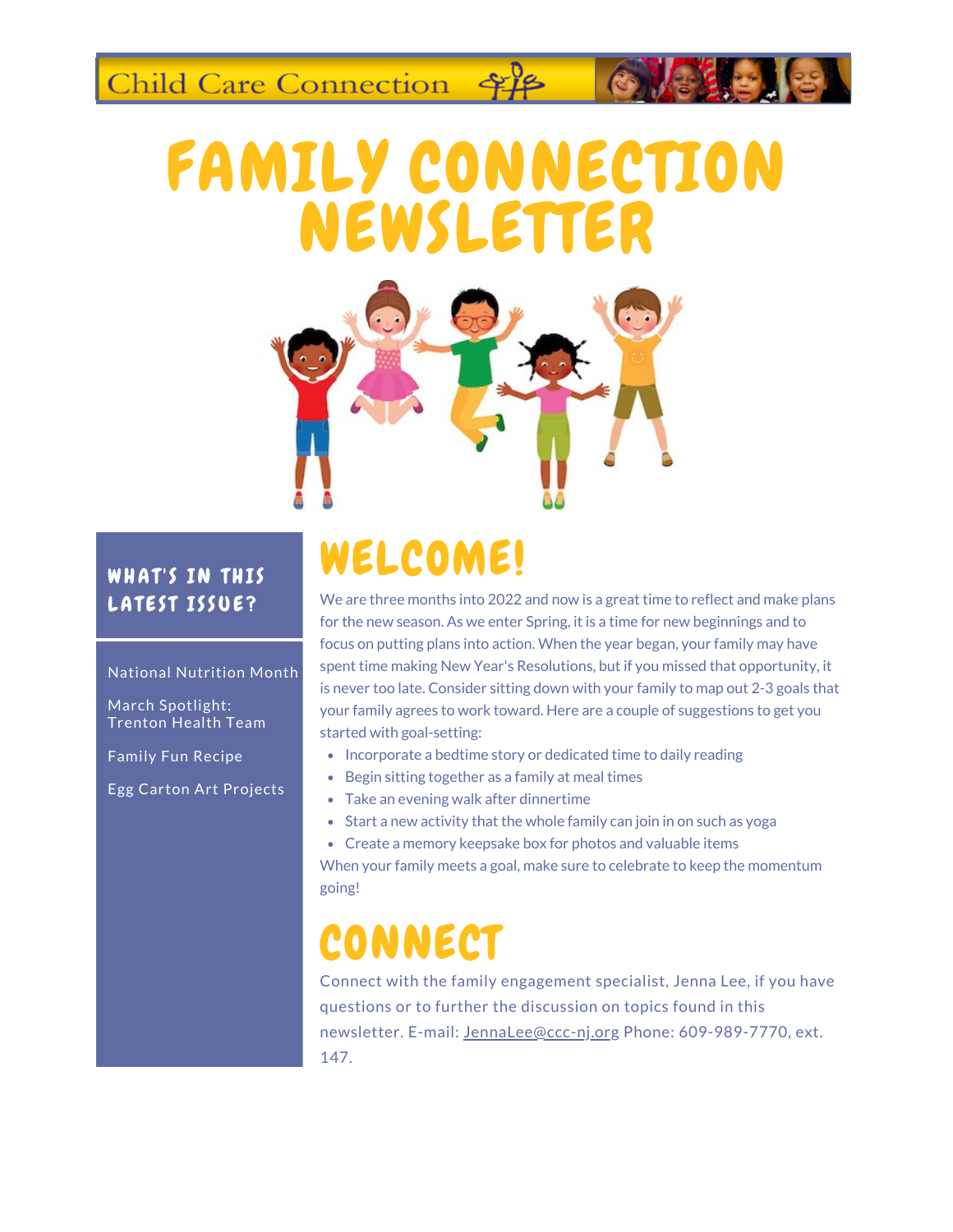Child Care Connection

# FAMILY CONNECTION NEWSLETTER

## WHAT'S IN THIS LATEST ISSUE?

National Nutrition Month

March Spotlight: Trenton Health Team

Family Fun Recipe

Egg Carton Art Projects

## WELCOME!

We are three months into 2022 and now is a great time to reflect and make plans for the new season. As we enter Spring, it is a time for new beginnings and to focus on putting plans into action. When the year began, your family may have spent time making New Year's Resolutions, but if you missed that opportunity, it is never too late. Consider sitting down with your family to map out 2-3 goals that your family agrees to work toward. Here are a couple of suggestions to get you started with goal-setting:

- Incorporate a bedtime story or dedicated time to daily reading
- Begin sitting together as a family at meal times
- Take an evening walk after dinnertime
- Start a new activity that the whole family can join in on such as yoga
- Create a memory keepsake box for photos and valuable items

When your family meets a goal, make sure to celebrate to keep the momentum going!

## CONNECT

Connect with the family engagement specialist, Jenna Lee, if you have questions or to further the discussion on topics found in this newsletter. E-mail: JennaLee@ccc-nj.org Phone: 609-989-7770, ext. 147.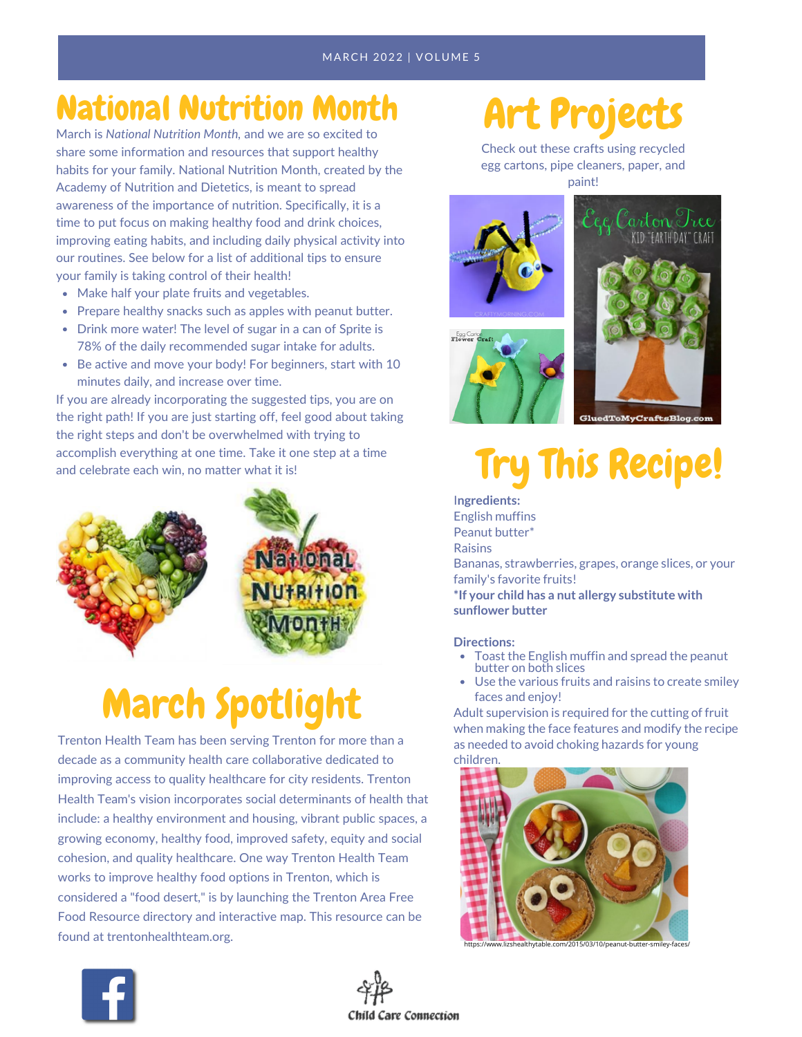# National Nutrition Month

March is *National Nutrition Month*, and we are so excited to share some information and resources that support healthy habits for your family. National Nutrition Month, created by the Academy of Nutrition and Dietetics, is meant to spread awareness of the importance of nutrition. Specifically, it is a time to put focus on making healthy food and drink choices, improving eating habits, and including daily physical activity into our routines. See below for a list of additional tips to ensure your family is taking control of their health!

- Make half your plate fruits and vegetables.
- Prepare healthy snacks such as apples with peanut butter.
- Drink more water! The level of sugar in a can of Sprite is 78% of the daily recommended sugar intake for adults.
- Be active and move your body! For beginners, start with 10 minutes daily, and increase over time.

If you are already incorporating the suggested tips, you are on the right path! If you are just starting off, feel good about taking the right steps and don't be overwhelmed with trying to accomplish everything at one time. Take it one step at a time and celebrate each win, no matter what it is!

# March Spotlight

Trenton Health Team has been serving Trenton for more than a decade as a community health care collaborative dedicated to improving access to quality healthcare for city residents. Trenton Health Team's vision incorporates social determinants of health that include: a healthy environment and housing, vibrant public spaces, a growing economy, healthy food, improved safety, equity and social cohesion, and quality healthcare. One way Trenton Health Team works to improve healthy food options in Trenton, which is considered a "food desert," is by launching the Trenton Area Free Food Resource directory and interactive map. This resource can be found at trentonhealthteam.org.

# Art Projects

Check out these crafts using recycled egg cartons, pipe cleaners, paper, and paint!

# Try This Recipe!

**Ingredients:**

English muffins
Peanut butter*
Raisins
Bananas, strawberries, grapes, orange slices, or your family's favorite fruits!

***If your child has a nut allergy substitute with sunflower butter**

**Directions:**

- Toast the English muffin and spread the peanut butter on both slices
- Use the various fruits and raisins to create smiley faces and enjoy!

Adult supervision is required for the cutting of fruit when making the face features and modify the recipe as needed to avoid choking hazards for young children.

https://www.lizshealthytable.com/2015/03/10/peanut-butter-smiley-faces/

Child Care Connection